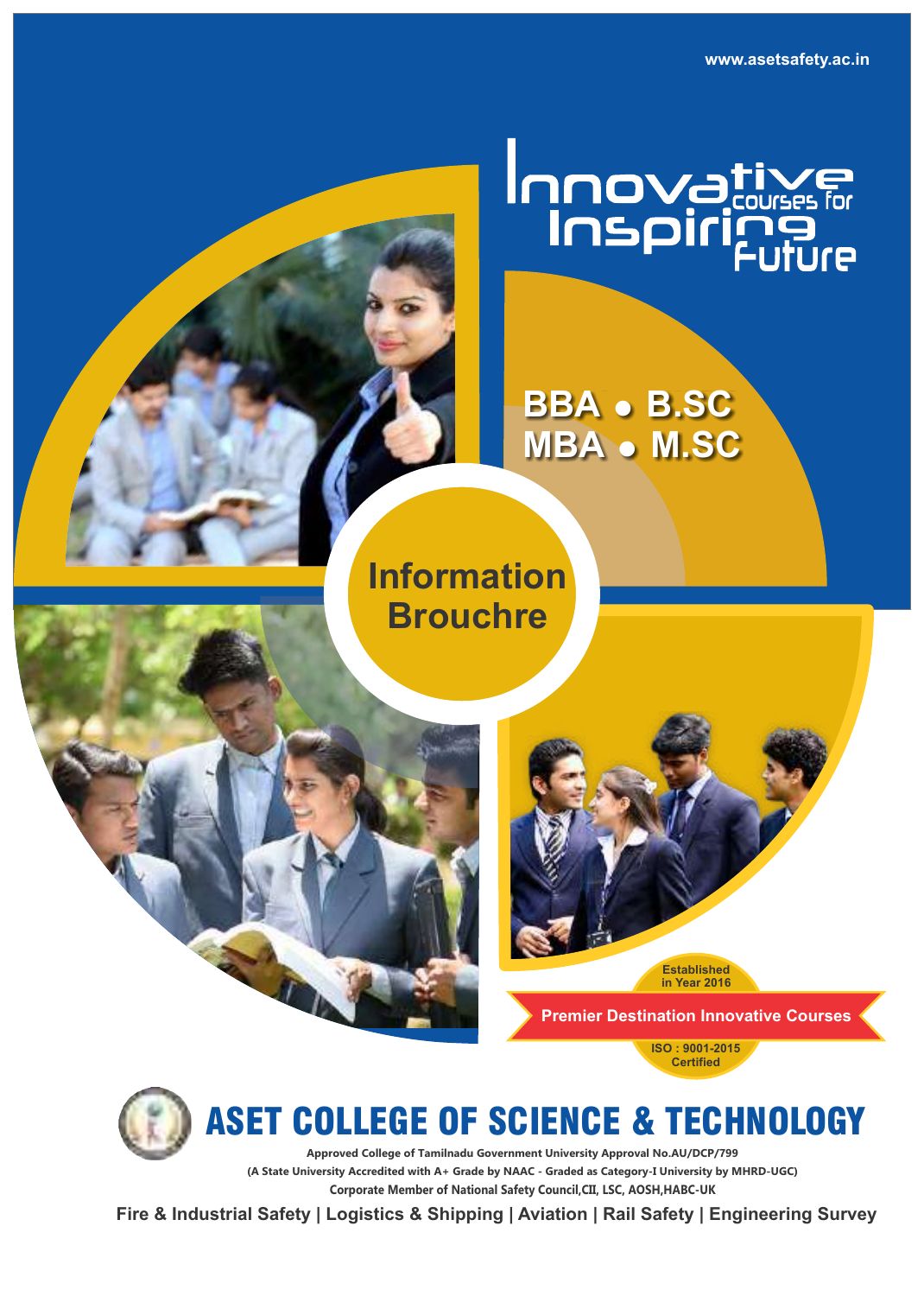www.asetsafety.ac.in

# Innovative courses for Inspiring Future

**BBA • B.SC**
**MBA • M.SC**

## Information Brouchre

Established in Year 2016

**Premier Destination Innovative Courses**

ISO : 9001-2015 Certified

# ASET COLLEGE OF SCIENCE & TECHNOLOGY

Approved College of Tamilnadu Government University Approval No.AU/DCP/799

(A State University Accredited with A+ Grade by NAAC - Graded as Category-I University by MHRD-UGC)

Corporate Member of National Safety Council,CII, LSC, AOSH,HABC-UK

**Fire & Industrial Safety | Logistics & Shipping | Aviation | Rail Safety | Engineering Survey**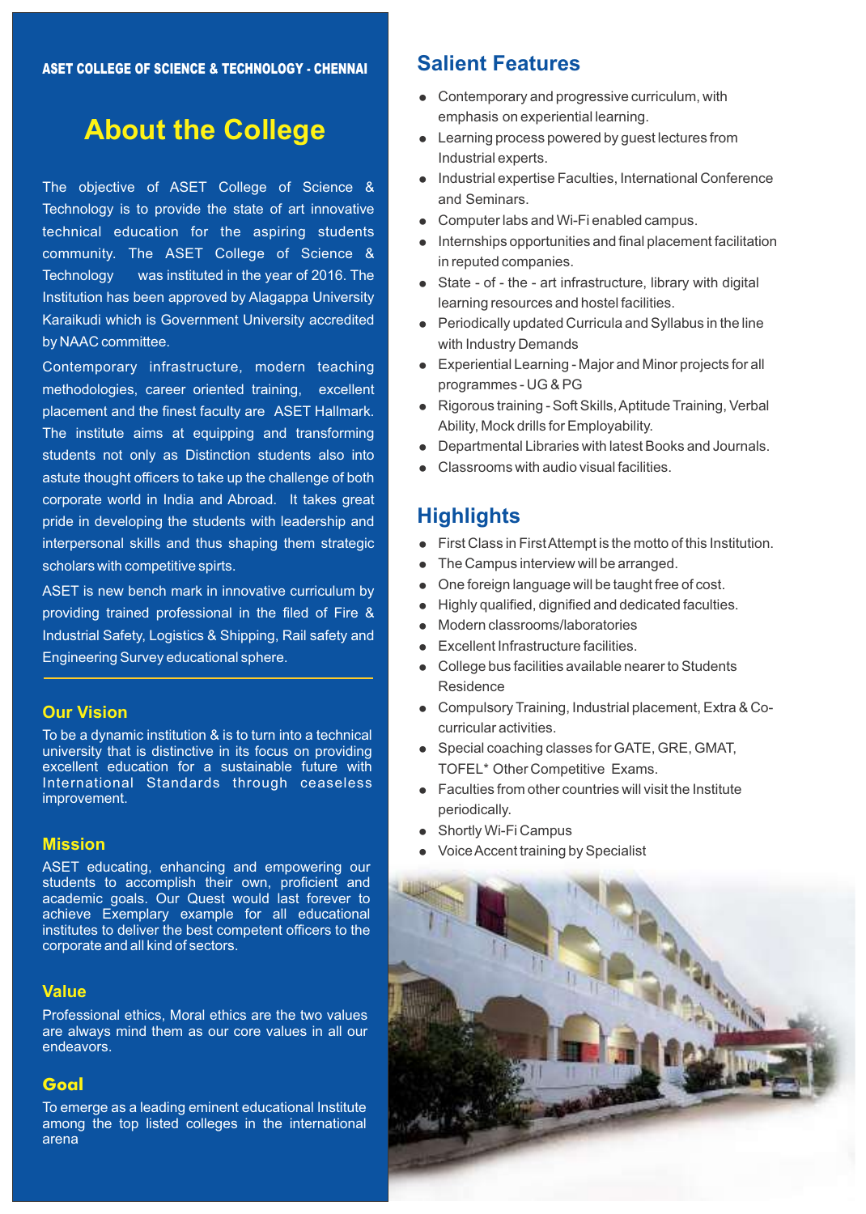ASET COLLEGE OF SCIENCE & TECHNOLOGY - CHENNAI

# About the College

The objective of ASET College of Science & Technology is to provide the state of art innovative technical education for the aspiring students community. The ASET College of Science & Technology was instituted in the year of 2016. The Institution has been approved by Alagappa University Karaikudi which is Government University accredited by NAAC committee.

Contemporary infrastructure, modern teaching methodologies, career oriented training, excellent placement and the finest faculty are ASET Hallmark. The institute aims at equipping and transforming students not only as Distinction students also into astute thought officers to take up the challenge of both corporate world in India and Abroad. It takes great pride in developing the students with leadership and interpersonal skills and thus shaping them strategic scholars with competitive spirts.

ASET is new bench mark in innovative curriculum by providing trained professional in the filed of Fire & Industrial Safety, Logistics & Shipping, Rail safety and Engineering Survey educational sphere.

## Our Vision

To be a dynamic institution & is to turn into a technical university that is distinctive in its focus on providing excellent education for a sustainable future with International Standards through ceaseless improvement.

## Mission

ASET educating, enhancing and empowering our students to accomplish their own, proficient and academic goals. Our Quest would last forever to achieve Exemplary example for all educational institutes to deliver the best competent officers to the corporate and all kind of sectors.

## Value

Professional ethics, Moral ethics are the two values are always mind them as our core values in all our endeavors.

## Goal

To emerge as a leading eminent educational Institute among the top listed colleges in the international arena

## Salient Features

- Contemporary and progressive curriculum, with emphasis on experiential learning.
- Learning process powered by guest lectures from Industrial experts.
- Industrial expertise Faculties, International Conference and Seminars.
- Computer labs and Wi-Fi enabled campus.
- Internships opportunities and final placement facilitation in reputed companies.
- State - of - the - art infrastructure, library with digital learning resources and hostel facilities.
- Periodically updated Curricula and Syllabus in the line with Industry Demands
- Experiential Learning - Major and Minor projects for all programmes - UG & PG
- Rigorous training - Soft Skills, Aptitude Training, Verbal Ability, Mock drills for Employability.
- Departmental Libraries with latest Books and Journals.
- Classrooms with audio visual facilities.

## Highlights

- First Class in First Attempt is the motto of this Institution.
- The Campus interview will be arranged.
- One foreign language will be taught free of cost.
- Highly qualified, dignified and dedicated faculties.
- Modern classrooms/laboratories
- Excellent Infrastructure facilities.
- College bus facilities available nearer to Students Residence
- Compulsory Training, Industrial placement, Extra & Co-curricular activities.
- Special coaching classes for GATE, GRE, GMAT, TOFEL* Other Competitive Exams.
- Faculties from other countries will visit the Institute periodically.
- Shortly Wi-Fi Campus
- Voice Accent training by Specialist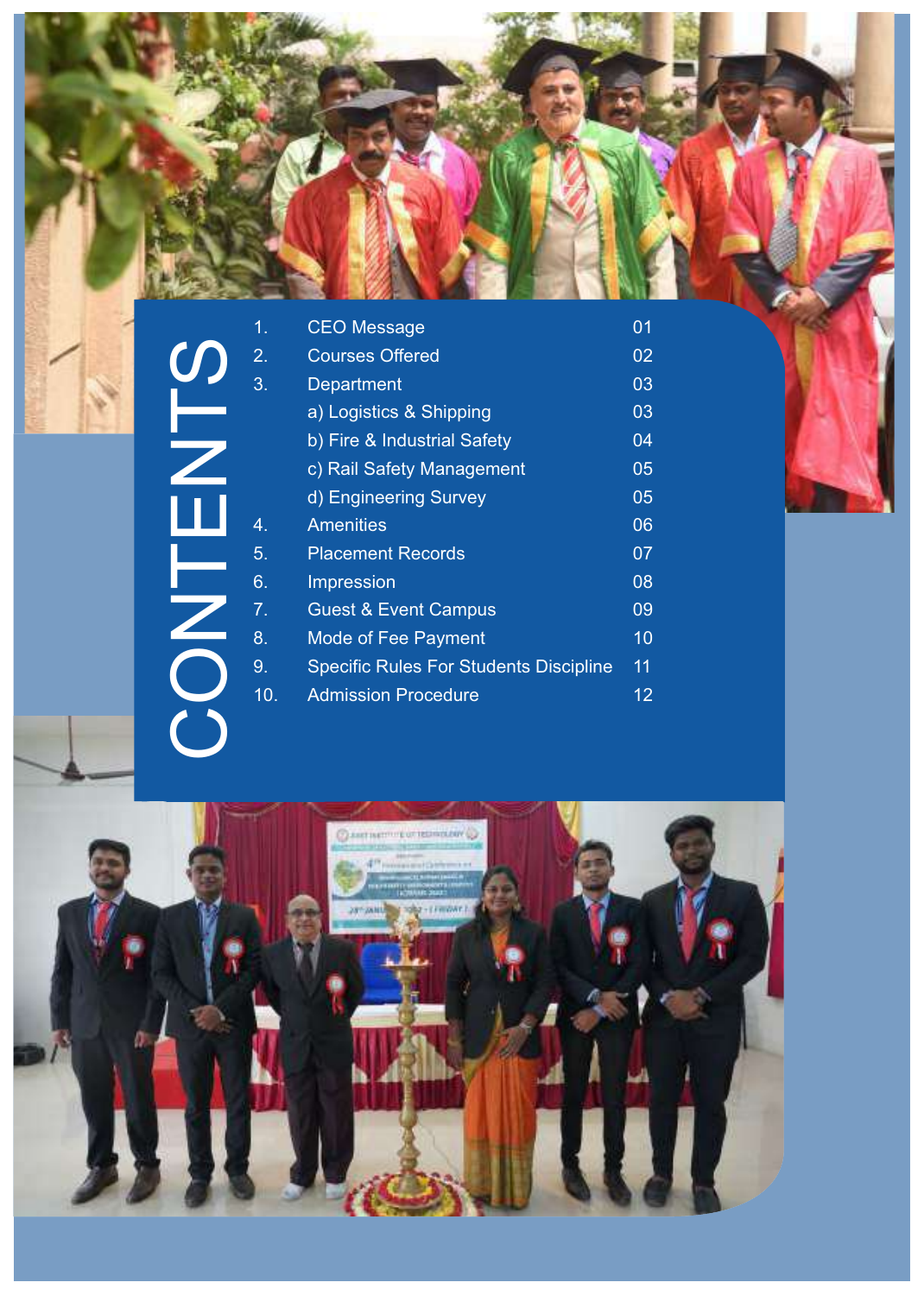# CONTENTS

| | | |
|---|---|---|
| 1. | CEO Message | 01 |
| 2. | Courses Offered | 02 |
| 3. | Department | 03 |
| | a) Logistics & Shipping | 03 |
| | b) Fire & Industrial Safety | 04 |
| | c) Rail Safety Management | 05 |
| | d) Engineering Survey | 05 |
| 4. | Amenities | 06 |
| 5. | Placement Records | 07 |
| 6. | Impression | 08 |
| 7. | Guest & Event Campus | 09 |
| 8. | Mode of Fee Payment | 10 |
| 9. | Specific Rules For Students Discipline | 11 |
| 10. | Admission Procedure | 12 |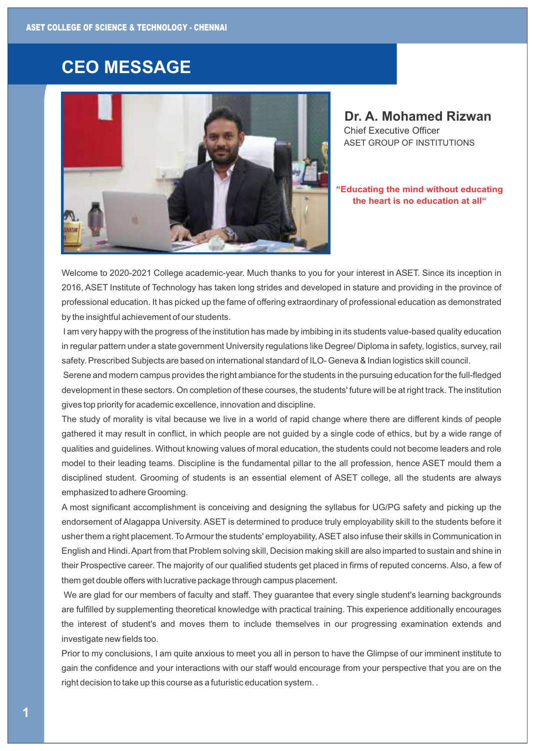# CEO MESSAGE

**Dr. A. Mohamed Rizwan**
Chief Executive Officer
ASET GROUP OF INSTITUTIONS

**"Educating the mind without educating the heart is no education at all"**

Welcome to 2020-2021 College academic-year. Much thanks to you for your interest in ASET. Since its inception in 2016, ASET Institute of Technology has taken long strides and developed in stature and providing in the province of professional education. It has picked up the fame of offering extraordinary of professional education as demonstrated by the insightful achievement of our students.

I am very happy with the progress of the institution has made by imbibing in its students value-based quality education in regular pattern under a state government University regulations like Degree/ Diploma in safety, logistics, survey, rail safety. Prescribed Subjects are based on international standard of ILO- Geneva & Indian logistics skill council.

Serene and modern campus provides the right ambiance for the students in the pursuing education for the full-fledged development in these sectors. On completion of these courses, the students' future will be at right track. The institution gives top priority for academic excellence, innovation and discipline.

The study of morality is vital because we live in a world of rapid change where there are different kinds of people gathered it may result in conflict, in which people are not guided by a single code of ethics, but by a wide range of qualities and guidelines. Without knowing values of moral education, the students could not become leaders and role model to their leading teams. Discipline is the fundamental pillar to the all profession, hence ASET mould them a disciplined student. Grooming of students is an essential element of ASET college, all the students are always emphasized to adhere Grooming.

A most significant accomplishment is conceiving and designing the syllabus for UG/PG safety and picking up the endorsement of Alagappa University. ASET is determined to produce truly employability skill to the students before it usher them a right placement. To Armour the students' employability, ASET also infuse their skills in Communication in English and Hindi. Apart from that Problem solving skill, Decision making skill are also imparted to sustain and shine in their Prospective career. The majority of our qualified students get placed in firms of reputed concerns. Also, a few of them get double offers with lucrative package through campus placement.

We are glad for our members of faculty and staff. They guarantee that every single student's learning backgrounds are fulfilled by supplementing theoretical knowledge with practical training. This experience additionally encourages the interest of student's and moves them to include themselves in our progressing examination extends and investigate new fields too.

Prior to my conclusions, I am quite anxious to meet you all in person to have the Glimpse of our imminent institute to gain the confidence and your interactions with our staff would encourage from your perspective that you are on the right decision to take up this course as a futuristic education system. .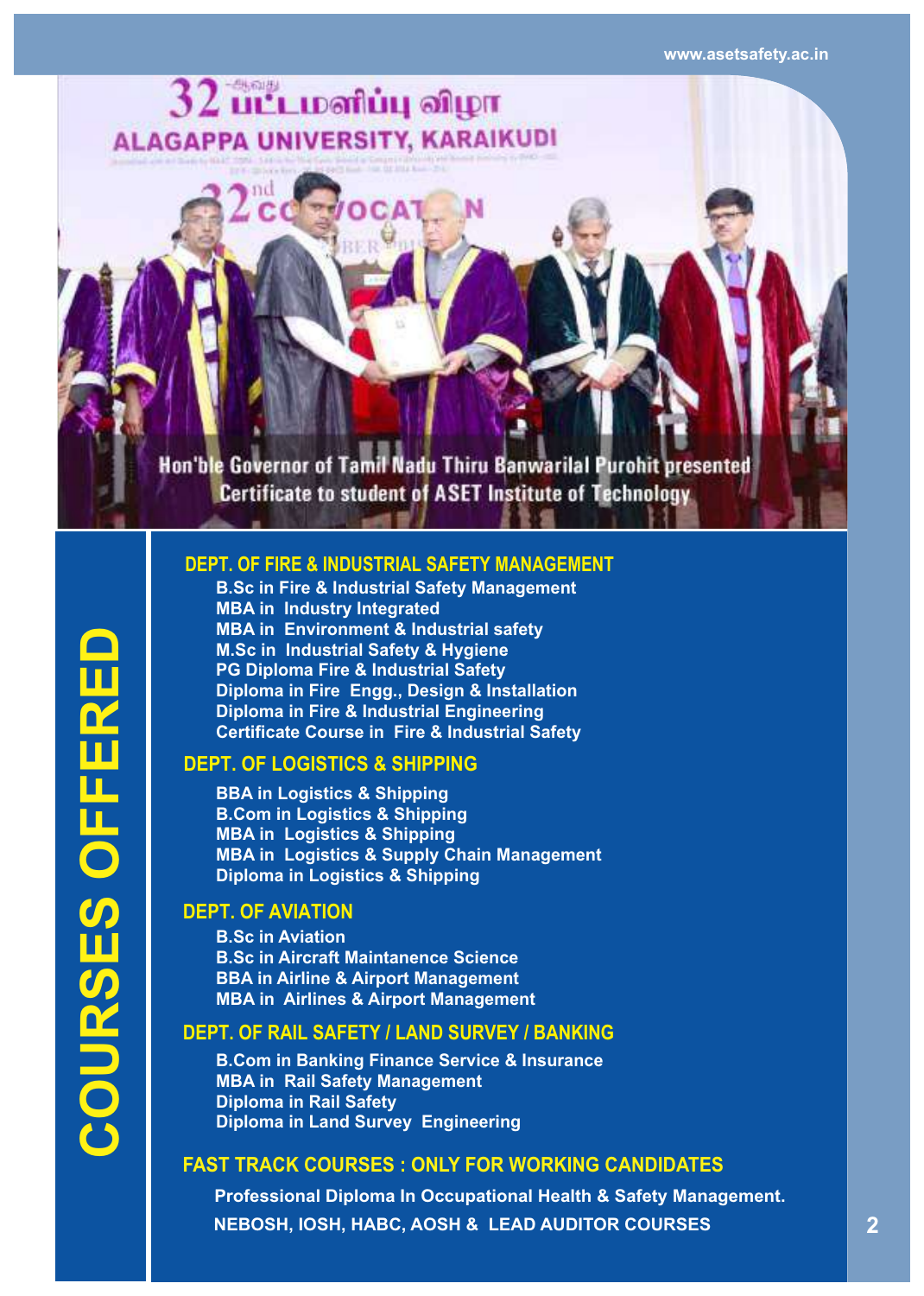Hon'ble Governor of Tamil Nadu Thiru Banwarilal Purohit presented Certificate to student of ASET Institute of Technology

# COURSES OFFERED

## DEPT. OF FIRE & INDUSTRIAL SAFETY MANAGEMENT

- B.Sc in Fire & Industrial Safety Management
- MBA in Industry Integrated
- MBA in Environment & Industrial safety
- M.Sc in Industrial Safety & Hygiene
- PG Diploma Fire & Industrial Safety
- Diploma in Fire Engg., Design & Installation
- Diploma in Fire & Industrial Engineering
- Certificate Course in Fire & Industrial Safety

## DEPT. OF LOGISTICS & SHIPPING

- BBA in Logistics & Shipping
- B.Com in Logistics & Shipping
- MBA in Logistics & Shipping
- MBA in Logistics & Supply Chain Management
- Diploma in Logistics & Shipping

## DEPT. OF AVIATION

- B.Sc in Aviation
- B.Sc in Aircraft Maintanence Science
- BBA in Airline & Airport Management
- MBA in Airlines & Airport Management

## DEPT. OF RAIL SAFETY / LAND SURVEY / BANKING

- B.Com in Banking Finance Service & Insurance
- MBA in Rail Safety Management
- Diploma in Rail Safety
- Diploma in Land Survey Engineering

## FAST TRACK COURSES : ONLY FOR WORKING CANDIDATES

**Professional Diploma In Occupational Health & Safety Management.**

**NEBOSH, IOSH, HABC, AOSH & LEAD AUDITOR COURSES**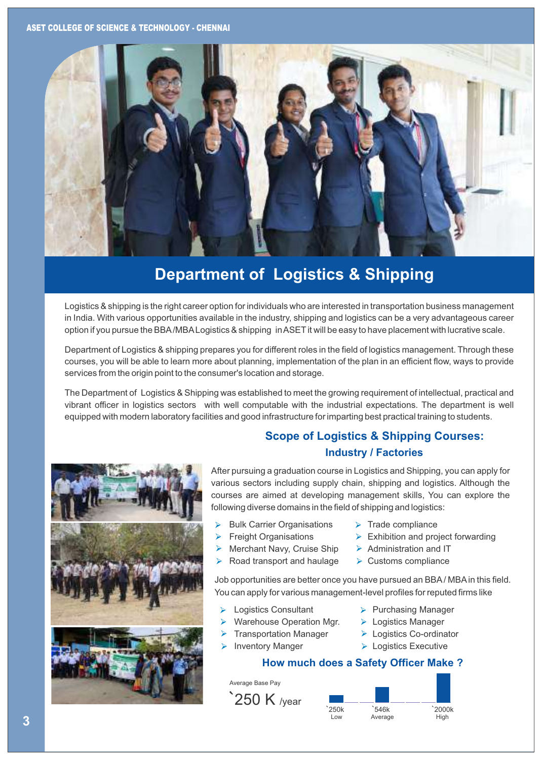# Department of Logistics & Shipping

Logistics & shipping is the right career option for individuals who are interested in transportation business management in India. With various opportunities available in the industry, shipping and logistics can be a very advantageous career option if you pursue the BBA /MBA Logistics & shipping in ASET it will be easy to have placement with lucrative scale.

Department of Logistics & shipping prepares you for different roles in the field of logistics management. Through these courses, you will be able to learn more about planning, implementation of the plan in an efficient flow, ways to provide services from the origin point to the consumer's location and storage.

The Department of Logistics & Shipping was established to meet the growing requirement of intellectual, practical and vibrant officer in logistics sectors with well computable with the industrial expectations. The department is well equipped with modern laboratory facilities and good infrastructure for imparting best practical training to students.

## Scope of Logistics & Shipping Courses:

### Industry / Factories

After pursuing a graduation course in Logistics and Shipping, you can apply for various sectors including supply chain, shipping and logistics. Although the courses are aimed at developing management skills, You can explore the following diverse domains in the field of shipping and logistics:

- Bulk Carrier Organisations
- Freight Organisations
- Merchant Navy, Cruise Ship
- Road transport and haulage
- Trade compliance
- Exhibition and project forwarding
- Administration and IT
- Customs compliance

Job opportunities are better once you have pursued an BBA / MBA in this field. You can apply for various management-level profiles for reputed firms like

- Logistics Consultant
- Warehouse Operation Mgr.
- Transportation Manager
- Inventory Manger
- Purchasing Manager
- Logistics Manager
- Logistics Co-ordinator
- Logistics Executive

### How much does a Safety Officer Make ?

Average Base Pay

`250 K /year

`250k Low | `546k Average | `2000k High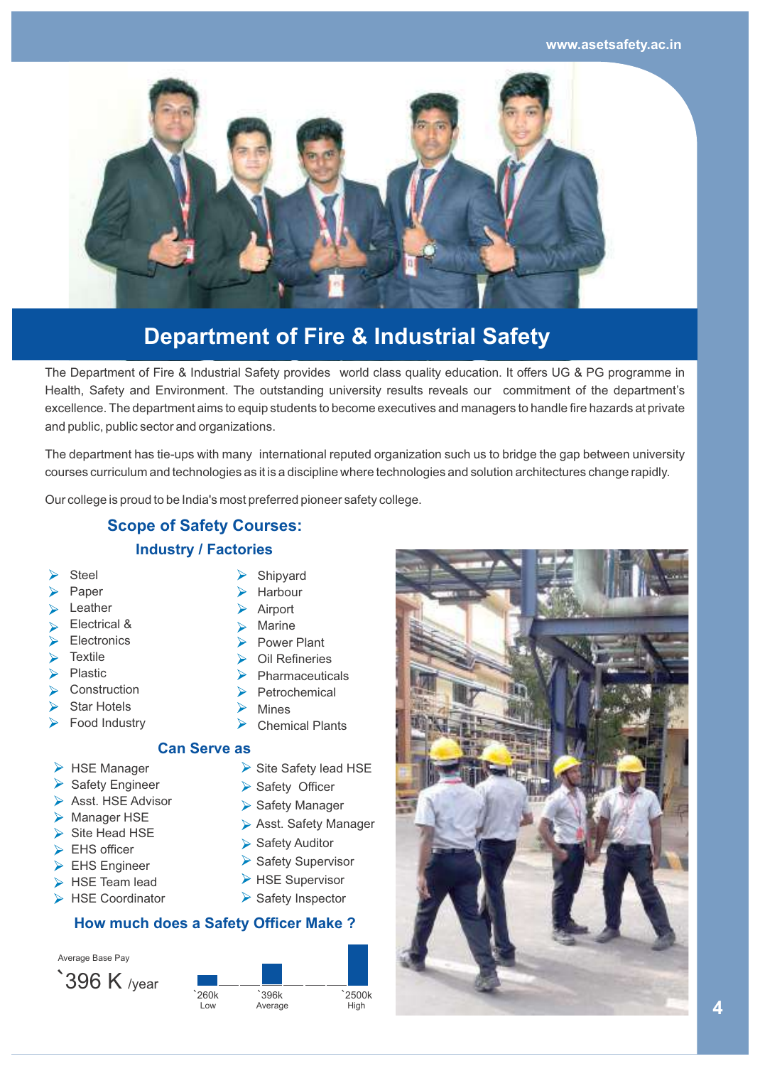# Department of Fire & Industrial Safety

The Department of Fire & Industrial Safety provides world class quality education. It offers UG & PG programme in Health, Safety and Environment. The outstanding university results reveals our commitment of the department's excellence. The department aims to equip students to become executives and managers to handle fire hazards at private and public, public sector and organizations.

The department has tie-ups with many international reputed organization such us to bridge the gap between university courses curriculum and technologies as it is a discipline where technologies and solution architectures change rapidly.

Our college is proud to be India's most preferred pioneer safety college.

## Scope of Safety Courses:

### Industry / Factories

- Steel
- Paper
- Leather
- Electrical &
- Electronics
- Textile
- Plastic
- Construction
- Star Hotels
- Food Industry
- Shipyard
- Harbour
- Airport
- Marine
- Power Plant
- Oil Refineries
- Pharmaceuticals
- Petrochemical
- Mines
- Chemical Plants

### Can Serve as

- HSE Manager
- Safety Engineer
- Asst. HSE Advisor
- Manager HSE
- Site Head HSE
- EHS officer
- EHS Engineer
- HSE Team lead
- HSE Coordinator
- Site Safety lead HSE
- Safety Officer
- Safety Manager
- Asst. Safety Manager
- Safety Auditor
- Safety Supervisor
- HSE Supervisor
- Safety Inspector

### How much does a Safety Officer Make ?

Average Base Pay

`396 K /year

| `260k Low | `396k Average | `2500k High |
|---|---|---|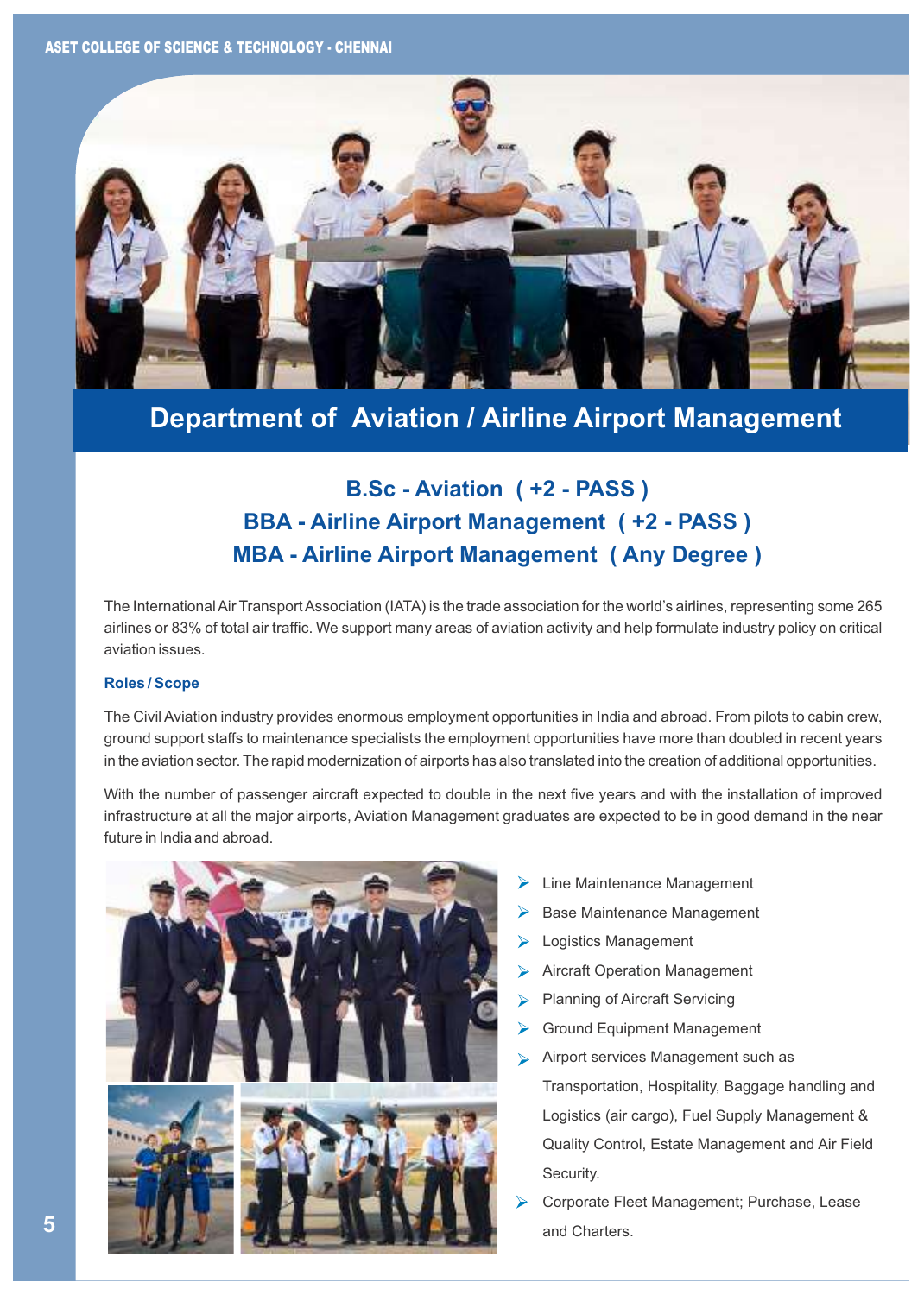# Department of Aviation / Airline Airport Management

## B.Sc - Aviation ( +2 - PASS )
## BBA - Airline Airport Management ( +2 - PASS )
## MBA - Airline Airport Management ( Any Degree )

The International Air Transport Association (IATA) is the trade association for the world's airlines, representing some 265 airlines or 83% of total air traffic. We support many areas of aviation activity and help formulate industry policy on critical aviation issues.

### Roles / Scope

The Civil Aviation industry provides enormous employment opportunities in India and abroad. From pilots to cabin crew, ground support staffs to maintenance specialists the employment opportunities have more than doubled in recent years in the aviation sector. The rapid modernization of airports has also translated into the creation of additional opportunities.

With the number of passenger aircraft expected to double in the next five years and with the installation of improved infrastructure at all the major airports, Aviation Management graduates are expected to be in good demand in the near future in India and abroad.

- Line Maintenance Management
- Base Maintenance Management
- Logistics Management
- Aircraft Operation Management
- Planning of Aircraft Servicing
- Ground Equipment Management
- Airport services Management such as Transportation, Hospitality, Baggage handling and Logistics (air cargo), Fuel Supply Management & Quality Control, Estate Management and Air Field Security.
- Corporate Fleet Management; Purchase, Lease and Charters.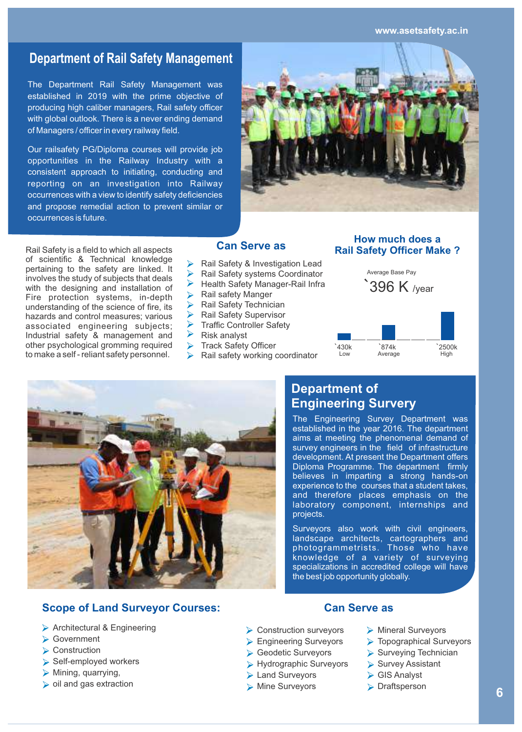## Department of Rail Safety Management

The Department Rail Safety Management was established in 2019 with the prime objective of producing high caliber managers, Rail safety officer with global outlook. There is a never ending demand of Managers / officer in every railway field.

Our railsafety PG/Diploma courses will provide job opportunities in the Railway Industry with a consistent approach to initiating, conducting and reporting on an investigation into Railway occurrences with a view to identify safety deficiencies and propose remedial action to prevent similar or occurrences is future.

Rail Safety is a field to which all aspects of scientific & Technical knowledge pertaining to the safety are linked. It involves the study of subjects that deals with the designing and installation of Fire protection systems, in-depth understanding of the science of fire, its hazards and control measures; various associated engineering subjects; Industrial safety & management and other psychological gromming required to make a self - reliant safety personnel.

### Can Serve as

- Rail Safety & Investigation Lead
- Rail Safety systems Coordinator
- Health Safety Manager-Rail Infra
- Rail safety Manger
- Rail Safety Technician
- Rail Safety Supervisor
- Traffic Controller Safety
- Risk analyst
- Track Safety Officer
- Rail safety working coordinator

### How much does a Rail Safety Officer Make ?

Average Base Pay

`396 K /year

`430k Low — `874k Average — `2500k High

## Department of Engineering Survery

The Engineering Survey Department was established in the year 2016. The department aims at meeting the phenomenal demand of survey engineers in the field of infrastructure development. At present the Department offers Diploma Programme. The department firmly believes in imparting a strong hands-on experience to the courses that a student takes, and therefore places emphasis on the laboratory component, internships and projects.

Surveyors also work with civil engineers, landscape architects, cartographers and photogrammetrists. Those who have knowledge of a variety of surveying specializations in accredited college will have the best job opportunity globally.

### Scope of Land Surveyor Courses:

- Architectural & Engineering
- Government
- Construction
- Self-employed workers
- Mining, quarrying,
- oil and gas extraction

### Can Serve as

- Construction surveyors
- Engineering Surveyors
- Geodetic Surveyors
- Hydrographic Surveyors
- Land Surveyors
- Mine Surveyors
- Mineral Surveyors
- Topographical Surveyors
- Surveying Technician
- Survey Assistant
- GIS Analyst
- Draftsperson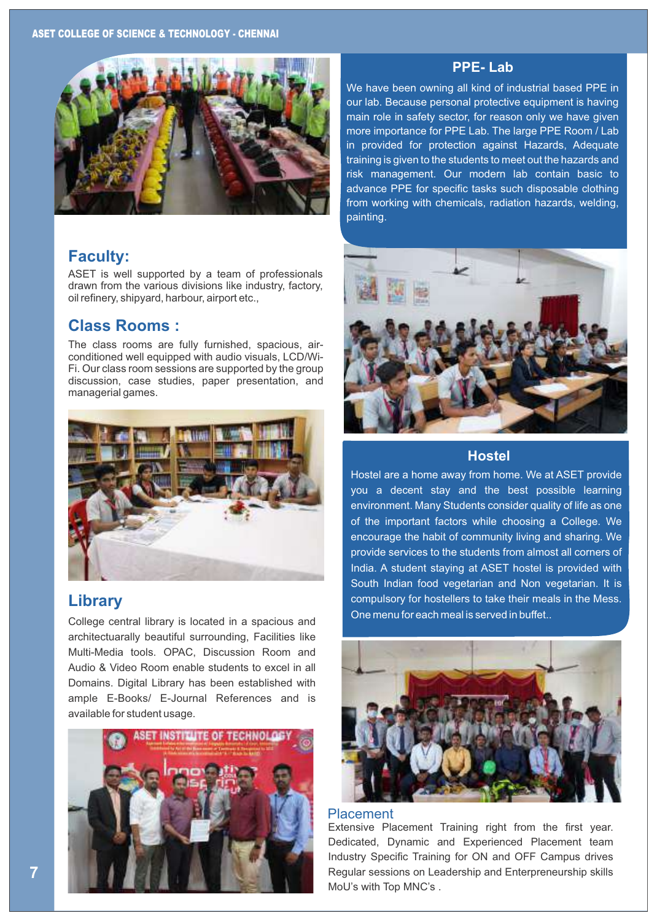## PPE- Lab

We have been owning all kind of industrial based PPE in our lab. Because personal protective equipment is having main role in safety sector, for reason only we have given more importance for PPE Lab. The large PPE Room / Lab in provided for protection against Hazards, Adequate training is given to the students to meet out the hazards and risk management. Our modern lab contain basic to advance PPE for specific tasks such disposable clothing from working with chemicals, radiation hazards, welding, painting.

## Faculty:

ASET is well supported by a team of professionals drawn from the various divisions like industry, factory, oil refinery, shipyard, harbour, airport etc.,

## Class Rooms :

The class rooms are fully furnished, spacious, air-conditioned well equipped with audio visuals, LCD/Wi-Fi. Our class room sessions are supported by the group discussion, case studies, paper presentation, and managerial games.

## Library

College central library is located in a spacious and architectuarally beautiful surrounding, Facilities like Multi-Media tools. OPAC, Discussion Room and Audio & Video Room enable students to excel in all Domains. Digital Library has been established with ample E-Books/ E-Journal References and is available for student usage.

## Hostel

Hostel are a home away from home. We at ASET provide you a decent stay and the best possible learning environment. Many Students consider quality of life as one of the important factors while choosing a College. We encourage the habit of community living and sharing. We provide services to the students from almost all corners of India. A student staying at ASET hostel is provided with South Indian food vegetarian and Non vegetarian. It is compulsory for hostellers to take their meals in the Mess. One menu for each meal is served in buffet..

## Placement

Extensive Placement Training right from the first year.
Dedicated, Dynamic and Experienced Placement team
Industry Specific Training for ON and OFF Campus drives
Regular sessions on Leadership and Enterpreneurship skills
MoU's with Top MNC's .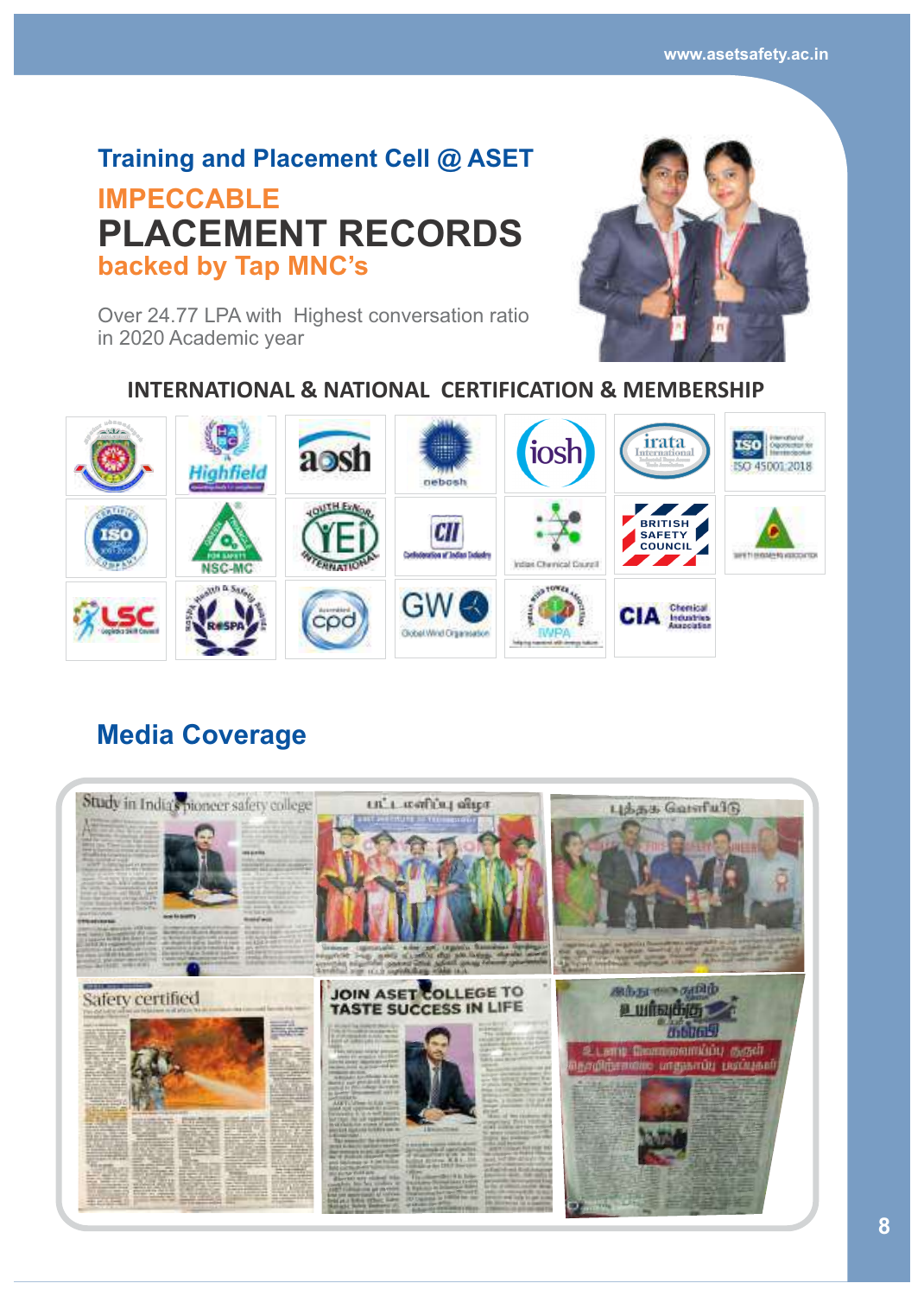## Training and Placement Cell @ ASET

# IMPECCABLE
# PLACEMENT RECORDS
## backed by Tap MNC's

Over 24.77 LPA with Highest conversation ratio in 2020 Academic year

### INTERNATIONAL & NATIONAL CERTIFICATION & MEMBERSHIP

## Media Coverage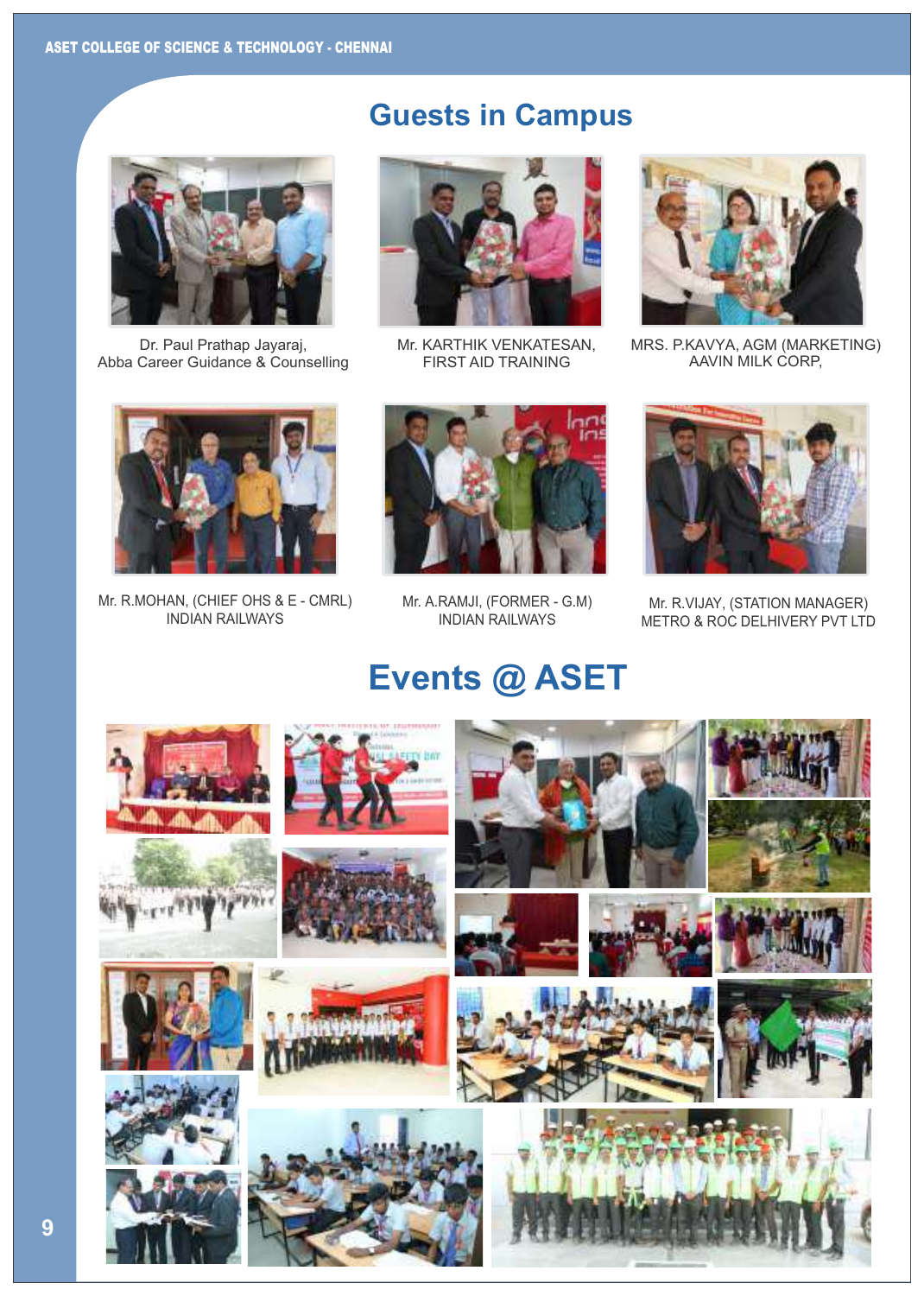## Guests in Campus

Dr. Paul Prathap Jayaraj,
Abba Career Guidance & Counselling

Mr. KARTHIK VENKATESAN,
FIRST AID TRAINING

MRS. P.KAVYA, AGM (MARKETING)
AAVIN MILK CORP,

Mr. R.MOHAN, (CHIEF OHS & E - CMRL)
INDIAN RAILWAYS

Mr. A.RAMJI, (FORMER - G.M)
INDIAN RAILWAYS

Mr. R.VIJAY, (STATION MANAGER)
METRO & ROC DELHIVERY PVT LTD

## Events @ ASET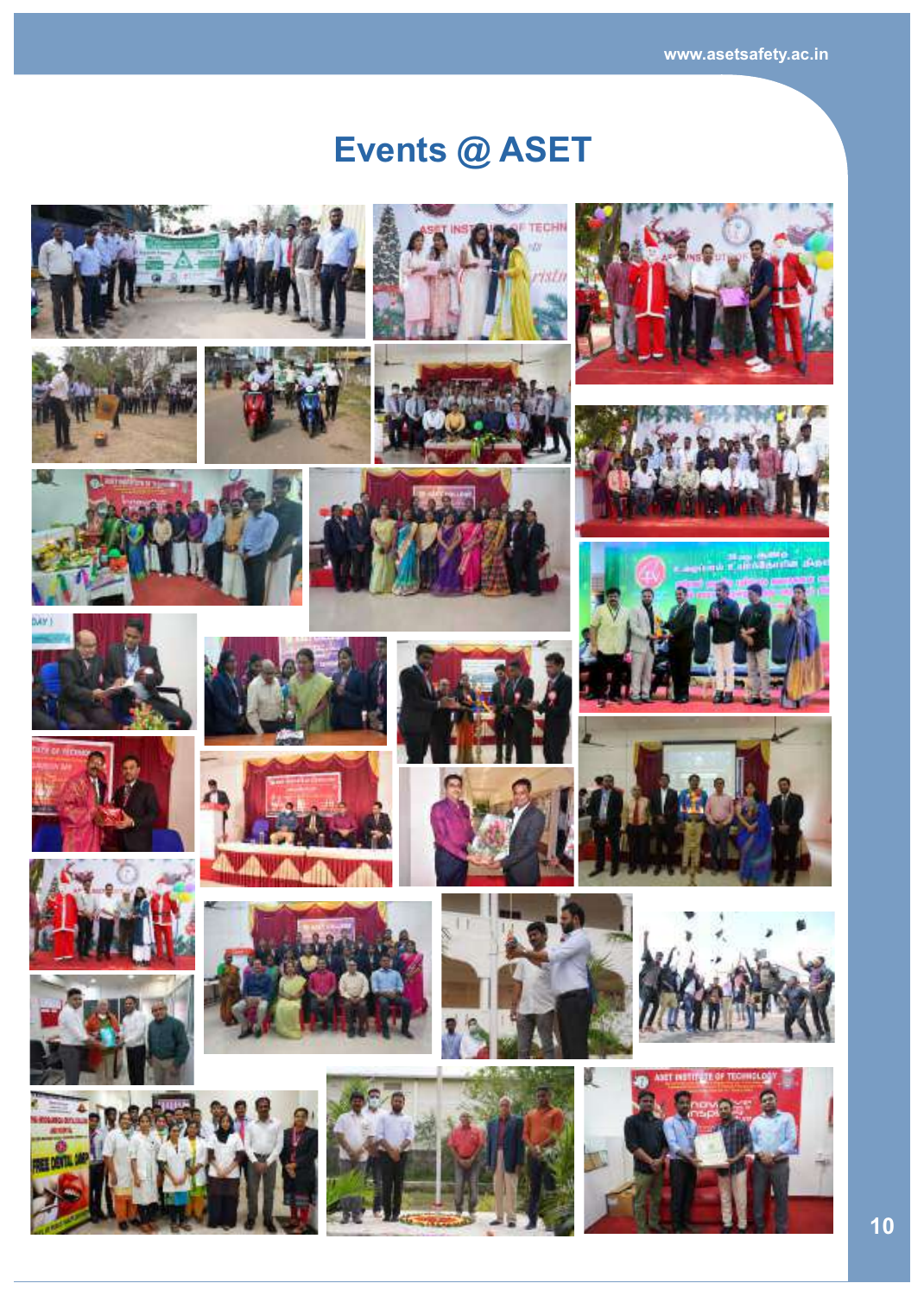# Events @ ASET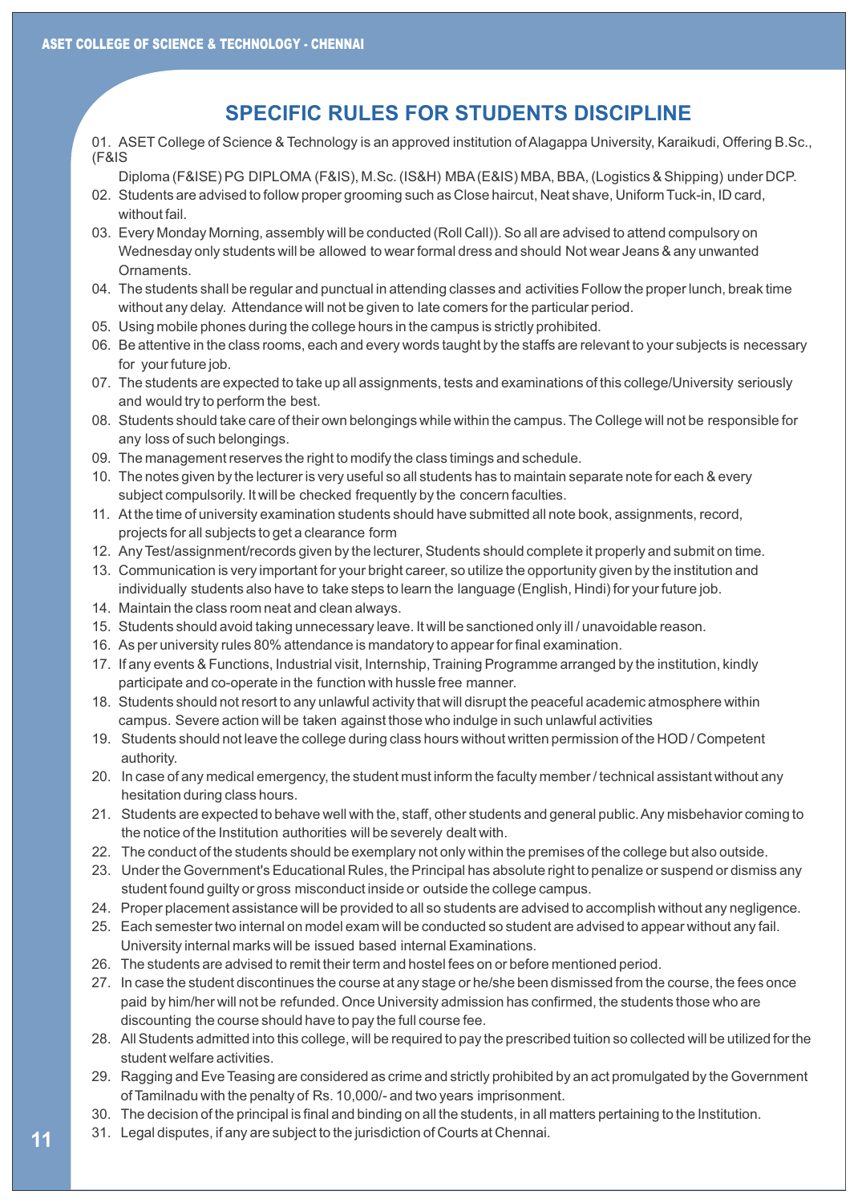## SPECIFIC RULES FOR STUDENTS DISCIPLINE

01. ASET College of Science & Technology is an approved institution of Alagappa University, Karaikudi, Offering B.Sc., (F&IS Diploma (F&ISE) PG DIPLOMA (F&IS), M.Sc. (IS&H) MBA (E&IS) MBA, BBA, (Logistics & Shipping) under DCP.
02. Students are advised to follow proper grooming such as Close haircut, Neat shave, Uniform Tuck-in, ID card, without fail.
03. Every Monday Morning, assembly will be conducted (Roll Call)). So all are advised to attend compulsory on Wednesday only students will be allowed to wear formal dress and should Not wear Jeans & any unwanted Ornaments.
04. The students shall be regular and punctual in attending classes and activities Follow the proper lunch, break time without any delay. Attendance will not be given to late comers for the particular period.
05. Using mobile phones during the college hours in the campus is strictly prohibited.
06. Be attentive in the class rooms, each and every words taught by the staffs are relevant to your subjects is necessary for your future job.
07. The students are expected to take up all assignments, tests and examinations of this college/University seriously and would try to perform the best.
08. Students should take care of their own belongings while within the campus. The College will not be responsible for any loss of such belongings.
09. The management reserves the right to modify the class timings and schedule.
10. The notes given by the lecturer is very useful so all students has to maintain separate note for each & every subject compulsorily. It will be checked frequently by the concern faculties.
11. At the time of university examination students should have submitted all note book, assignments, record, projects for all subjects to get a clearance form
12. Any Test/assignment/records given by the lecturer, Students should complete it properly and submit on time.
13. Communication is very important for your bright career, so utilize the opportunity given by the institution and individually students also have to take steps to learn the language (English, Hindi) for your future job.
14. Maintain the class room neat and clean always.
15. Students should avoid taking unnecessary leave. It will be sanctioned only ill / unavoidable reason.
16. As per university rules 80% attendance is mandatory to appear for final examination.
17. If any events & Functions, Industrial visit, Internship, Training Programme arranged by the institution, kindly participate and co-operate in the function with hussle free manner.
18. Students should not resort to any unlawful activity that will disrupt the peaceful academic atmosphere within campus. Severe action will be taken against those who indulge in such unlawful activities
19. Students should not leave the college during class hours without written permission of the HOD / Competent authority.
20. In case of any medical emergency, the student must inform the faculty member / technical assistant without any hesitation during class hours.
21. Students are expected to behave well with the, staff, other students and general public. Any misbehavior coming to the notice of the Institution authorities will be severely dealt with.
22. The conduct of the students should be exemplary not only within the premises of the college but also outside.
23. Under the Government's Educational Rules, the Principal has absolute right to penalize or suspend or dismiss any student found guilty or gross misconduct inside or outside the college campus.
24. Proper placement assistance will be provided to all so students are advised to accomplish without any negligence.
25. Each semester two internal on model exam will be conducted so student are advised to appear without any fail. University internal marks will be issued based internal Examinations.
26. The students are advised to remit their term and hostel fees on or before mentioned period.
27. In case the student discontinues the course at any stage or he/she been dismissed from the course, the fees once paid by him/her will not be refunded. Once University admission has confirmed, the students those who are discounting the course should have to pay the full course fee.
28. All Students admitted into this college, will be required to pay the prescribed tuition so collected will be utilized for the student welfare activities.
29. Ragging and Eve Teasing are considered as crime and strictly prohibited by an act promulgated by the Government of Tamilnadu with the penalty of Rs. 10,000/- and two years imprisonment.
30. The decision of the principal is final and binding on all the students, in all matters pertaining to the Institution.
31. Legal disputes, if any are subject to the jurisdiction of Courts at Chennai.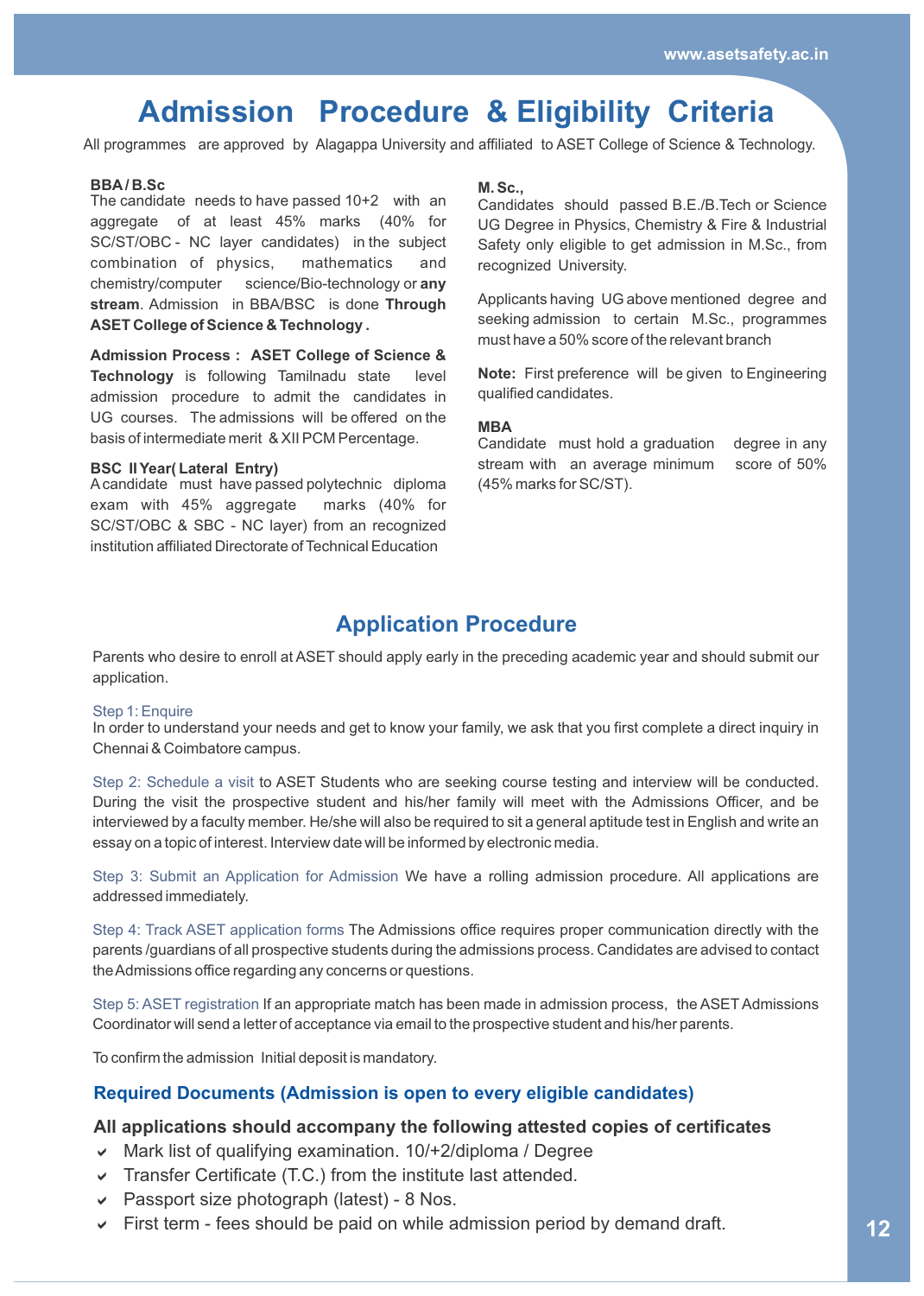# Admission Procedure & Eligibility Criteria

All programmes are approved by Alagappa University and affiliated to ASET College of Science & Technology.

**BBA / B.Sc**

The candidate needs to have passed 10+2 with an aggregate of at least 45% marks (40% for SC/ST/OBC - NC layer candidates) in the subject combination of physics, mathematics and chemistry/computer science/Bio-technology or **any stream**. Admission in BBA/BSC is done **Through ASET College of Science & Technology .**

**Admission Process : ASET College of Science & Technology** is following Tamilnadu state level admission procedure to admit the candidates in UG courses. The admissions will be offered on the basis of intermediate merit & XII PCM Percentage.

**BSC II Year( Lateral Entry)**

A candidate must have passed polytechnic diploma exam with 45% aggregate marks (40% for SC/ST/OBC & SBC - NC layer) from an recognized institution affiliated Directorate of Technical Education

**M. Sc.,**

Candidates should passed B.E./B.Tech or Science UG Degree in Physics, Chemistry & Fire & Industrial Safety only eligible to get admission in M.Sc., from recognized University.

Applicants having UG above mentioned degree and seeking admission to certain M.Sc., programmes must have a 50% score of the relevant branch

**Note:** First preference will be given to Engineering qualified candidates.

**MBA**

Candidate must hold a graduation degree in any stream with an average minimum score of 50% (45% marks for SC/ST).

## Application Procedure

Parents who desire to enroll at ASET should apply early in the preceding academic year and should submit our application.

Step 1: Enquire
In order to understand your needs and get to know your family, we ask that you first complete a direct inquiry in Chennai & Coimbatore campus.

Step 2: Schedule a visit to ASET Students who are seeking course testing and interview will be conducted. During the visit the prospective student and his/her family will meet with the Admissions Officer, and be interviewed by a faculty member. He/she will also be required to sit a general aptitude test in English and write an essay on a topic of interest. Interview date will be informed by electronic media.

Step 3: Submit an Application for Admission We have a rolling admission procedure. All applications are addressed immediately.

Step 4: Track ASET application forms The Admissions office requires proper communication directly with the parents /guardians of all prospective students during the admissions process. Candidates are advised to contact the Admissions office regarding any concerns or questions.

Step 5: ASET registration If an appropriate match has been made in admission process, the ASET Admissions Coordinator will send a letter of acceptance via email to the prospective student and his/her parents.

To confirm the admission Initial deposit is mandatory.

### Required Documents (Admission is open to every eligible candidates)

**All applications should accompany the following attested copies of certificates**

- Mark list of qualifying examination. 10/+2/diploma / Degree
- Transfer Certificate (T.C.) from the institute last attended.
- Passport size photograph (latest) - 8 Nos.
- First term - fees should be paid on while admission period by demand draft.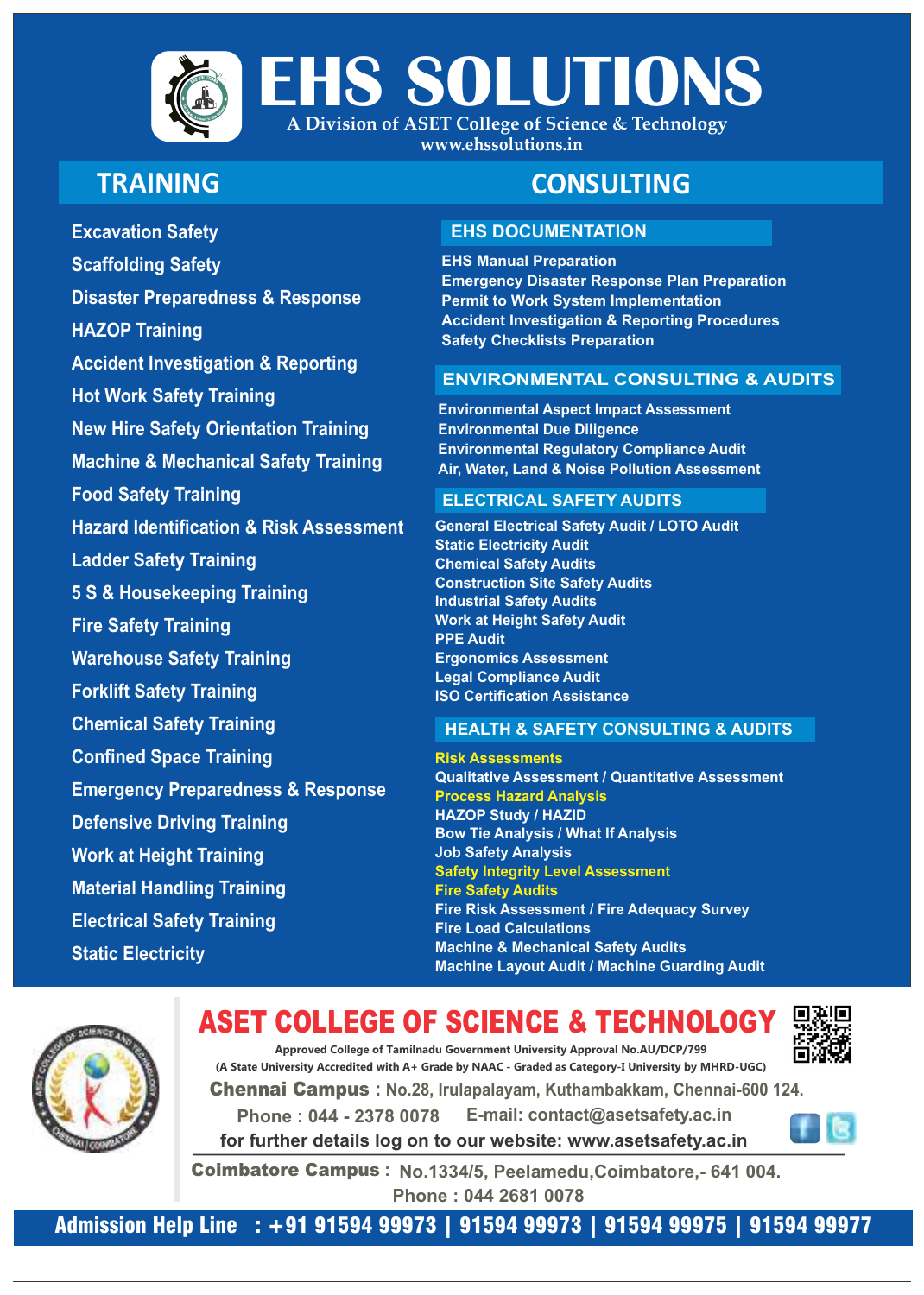# EHS SOLUTIONS

A Division of ASET College of Science & Technology

www.ehssolutions.in

## TRAINING

- Excavation Safety
- Scaffolding Safety
- Disaster Preparedness & Response
- HAZOP Training
- Accident Investigation & Reporting
- Hot Work Safety Training
- New Hire Safety Orientation Training
- Machine & Mechanical Safety Training
- Food Safety Training
- Hazard Identification & Risk Assessment
- Ladder Safety Training
- 5 S & Housekeeping Training
- Fire Safety Training
- Warehouse Safety Training
- Forklift Safety Training
- Chemical Safety Training
- Confined Space Training
- Emergency Preparedness & Response
- Defensive Driving Training
- Work at Height Training
- Material Handling Training
- Electrical Safety Training
- Static Electricity

## CONSULTING

### EHS DOCUMENTATION

- EHS Manual Preparation
- Emergency Disaster Response Plan Preparation
- Permit to Work System Implementation
- Accident Investigation & Reporting Procedures
- Safety Checklists Preparation

### ENVIRONMENTAL CONSULTING & AUDITS

- Environmental Aspect Impact Assessment
- Environmental Due Diligence
- Environmental Regulatory Compliance Audit
- Air, Water, Land & Noise Pollution Assessment

### ELECTRICAL SAFETY AUDITS

- General Electrical Safety Audit / LOTO Audit
- Static Electricity Audit
- Chemical Safety Audits
- Construction Site Safety Audits
- Industrial Safety Audits
- Work at Height Safety Audit
- PPE Audit
- Ergonomics Assessment
- Legal Compliance Audit
- ISO Certification Assistance

### HEALTH & SAFETY CONSULTING & AUDITS

**Risk Assessments**
- Qualitative Assessment / Quantitative Assessment

**Process Hazard Analysis**
- HAZOP Study / HAZID
- Bow Tie Analysis / What If Analysis
- Job Safety Analysis

**Safety Integrity Level Assessment**

**Fire Safety Audits**
- Fire Risk Assessment / Fire Adequacy Survey
- Fire Load Calculations
- Machine & Mechanical Safety Audits
- Machine Layout Audit / Machine Guarding Audit

# ASET COLLEGE OF SCIENCE & TECHNOLOGY

Approved College of Tamilnadu Government University Approval No.AU/DCP/799

(A State University Accredited with A+ Grade by NAAC - Graded as Category-I University by MHRD-UGC)

**Chennai Campus :** No.28, Irulapalayam, Kuthambakkam, Chennai-600 124.

Phone : 044 - 2378 0078 E-mail: contact@asetsafety.ac.in

for further details log on to our website: www.asetsafety.ac.in

**Coimbatore Campus :** No.1334/5, Peelamedu,Coimbatore,- 641 004.

Phone : 044 2681 0078

**Admission Help Line : +91 91594 99973 | 91594 99973 | 91594 99975 | 91594 99977**